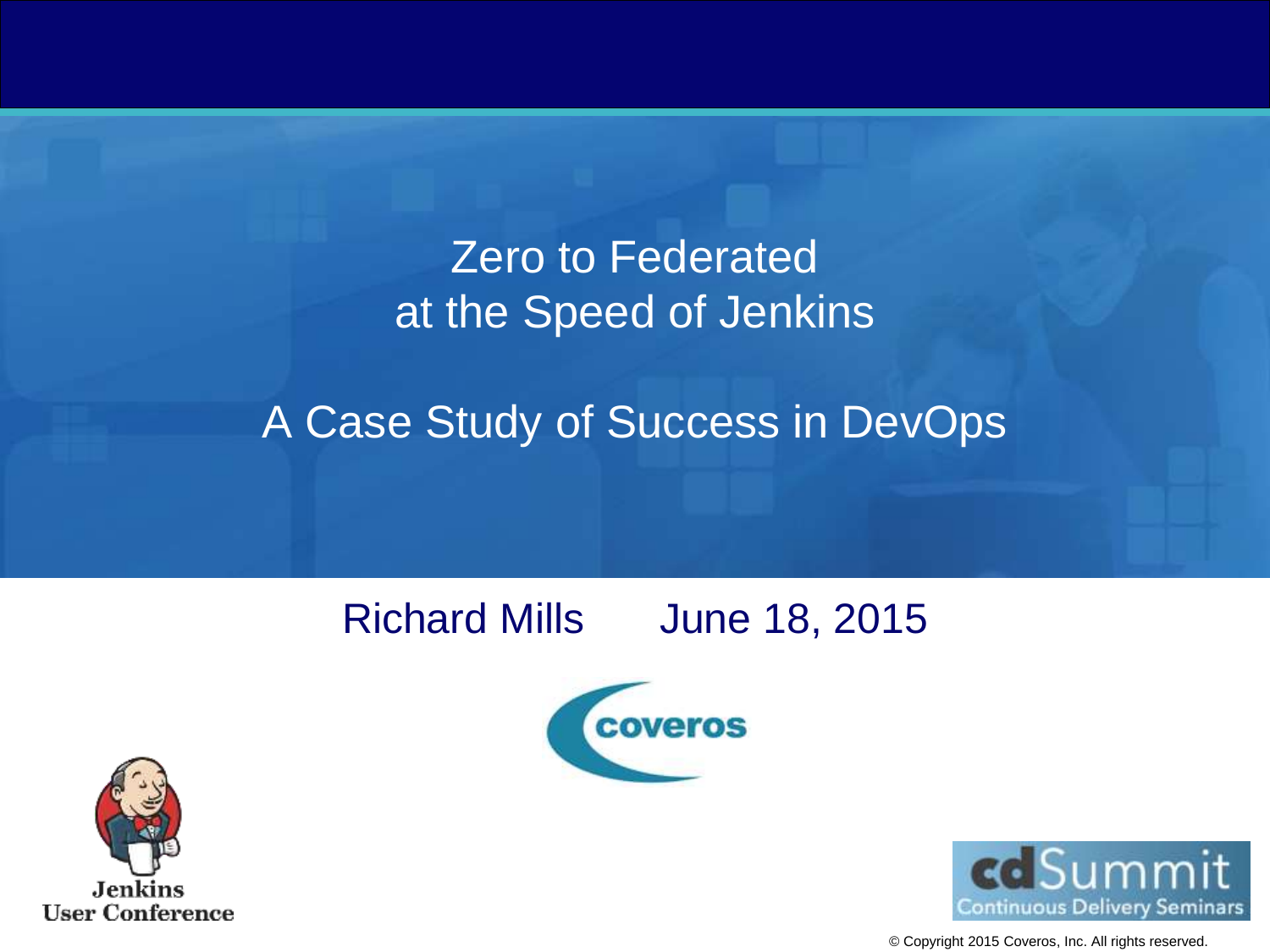# Zero to Federated at the Speed of Jenkins

## A Case Study of Success in DevOps

Richard Mills June 18, 2015

coveros

Jenkins User Conference

cdSummit Continuous Delivery Seminars

© Copyright 2015 Coveros, Inc. All rights reserved.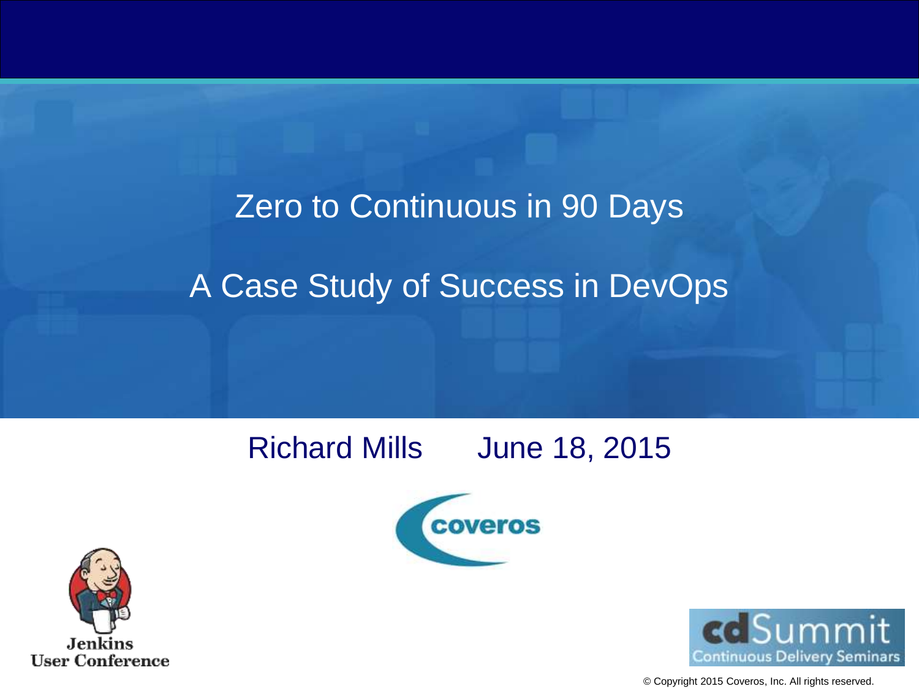# Zero to Continuous in 90 Days

## A Case Study of Success in DevOps

Richard Mills June 18, 2015

coveros

Jenkins User Conference

cdSummit Continuous Delivery Seminars

© Copyright 2015 Coveros, Inc. All rights reserved.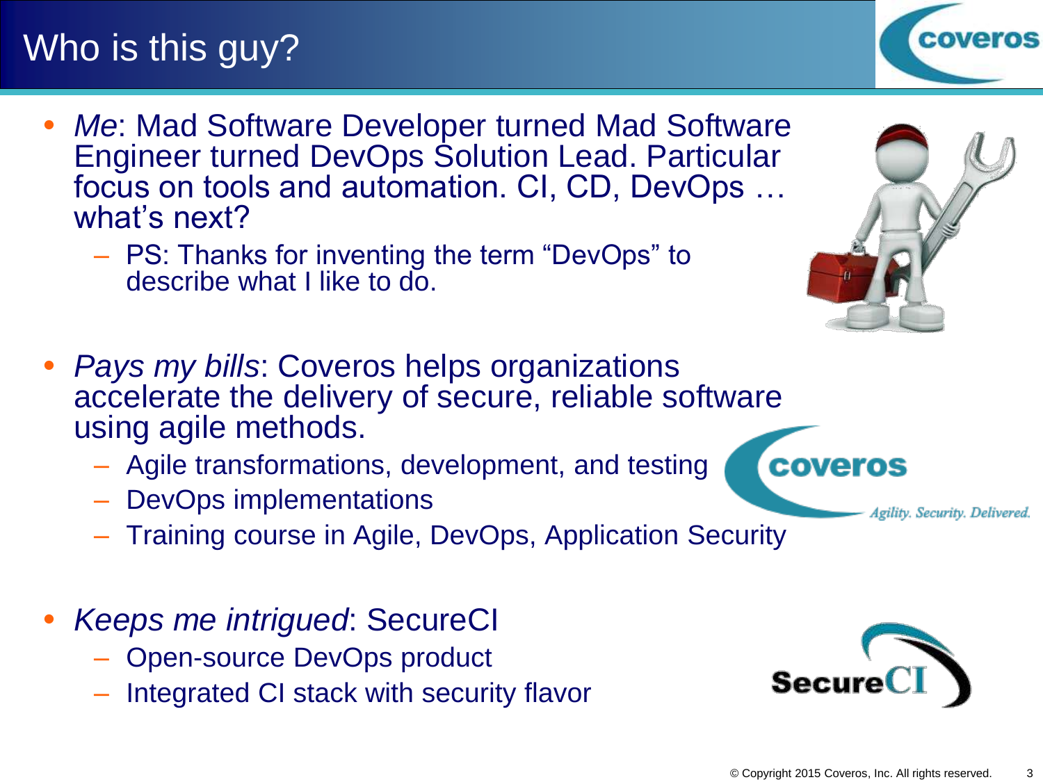# Who is this guy?

- *Me*: Mad Software Developer turned Mad Software Engineer turned DevOps Solution Lead. Particular focus on tools and automation. CI, CD, DevOps … what's next?
  - PS: Thanks for inventing the term "DevOps" to describe what I like to do.

- *Pays my bills*: Coveros helps organizations accelerate the delivery of secure, reliable software using agile methods.
  - Agile transformations, development, and testing
  - DevOps implementations
  - Training course in Agile, DevOps, Application Security

- *Keeps me intrigued*: SecureCI
  - Open-source DevOps product
  - Integrated CI stack with security flavor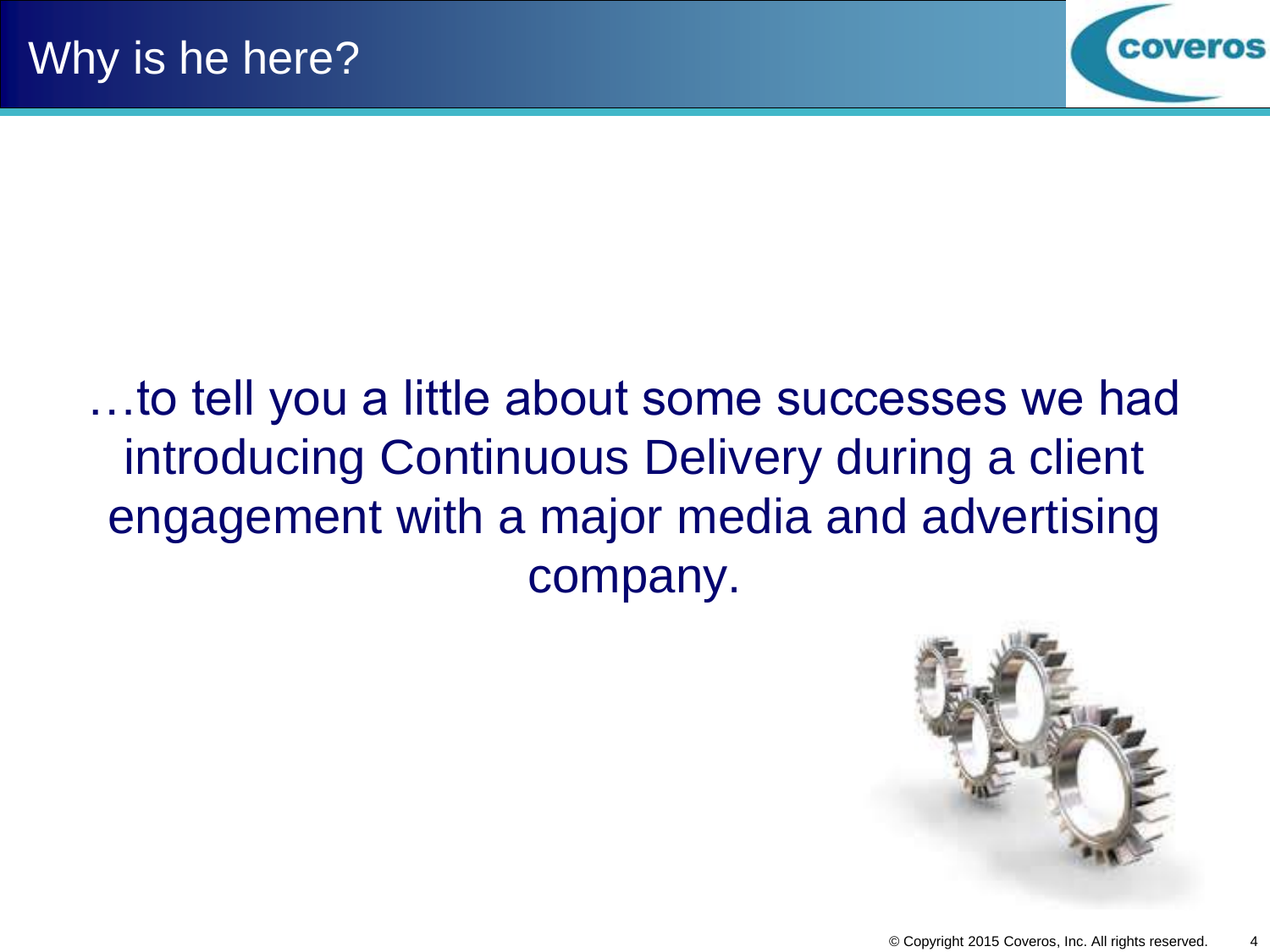# Why is he here?

…to tell you a little about some successes we had introducing Continuous Delivery during a client engagement with a major media and advertising company.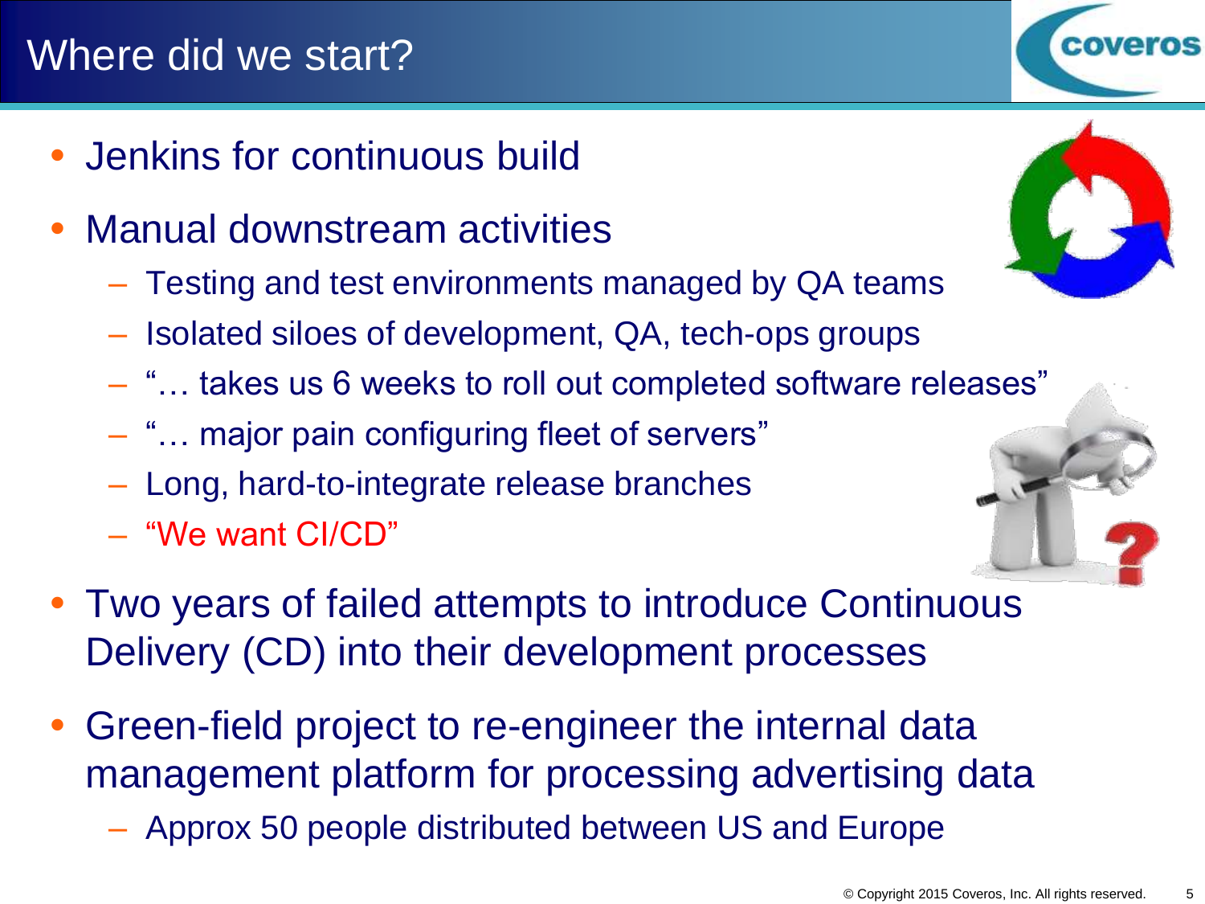# Where did we start?

- Jenkins for continuous build
- Manual downstream activities
  - Testing and test environments managed by QA teams
  - Isolated siloes of development, QA, tech-ops groups
  - "… takes us 6 weeks to roll out completed software releases"
  - "… major pain configuring fleet of servers"
  - Long, hard-to-integrate release branches
  - "We want CI/CD"
- Two years of failed attempts to introduce Continuous Delivery (CD) into their development processes
- Green-field project to re-engineer the internal data management platform for processing advertising data
  - Approx 50 people distributed between US and Europe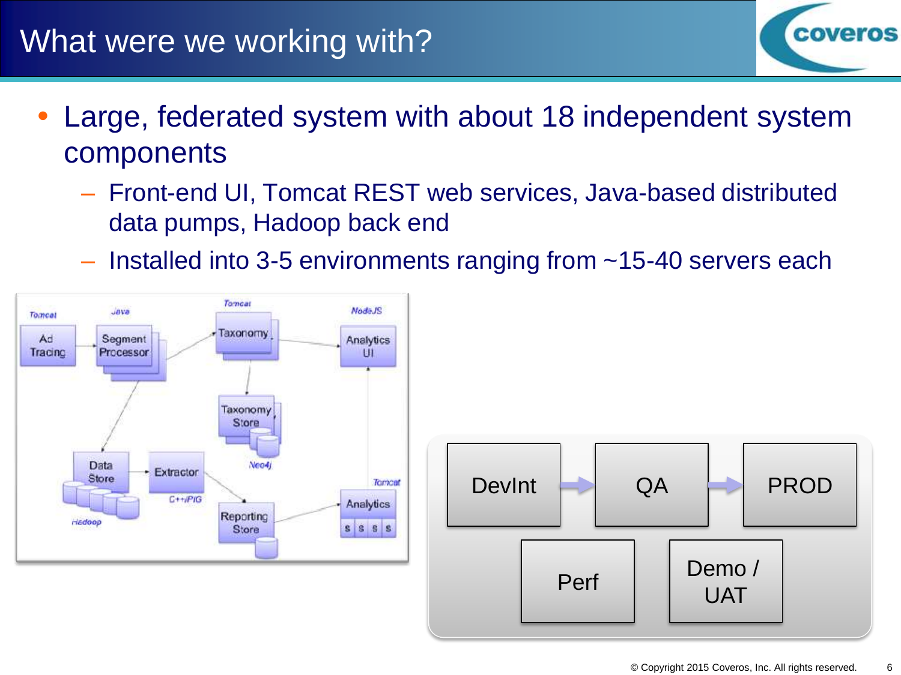# What were we working with?

- Large, federated system with about 18 independent system components
  - Front-end UI, Tomcat REST web services, Java-based distributed data pumps, Hadoop back end
  - Installed into 3-5 environments ranging from ~15-40 servers each

Tomcat: Ad Tracing → Java: Segment Processor → Tomcat: Taxonomy → NodeJS: Analytics UI

Taxonomy → Taxonomy Store (Neo4j)

Segment Processor → Data Store (Hadoop) → Extractor (C++/PIG) → Reporting Store → Tomcat: Analytics (S S S S) → Analytics UI

DevInt → QA → PROD

Perf

Demo / UAT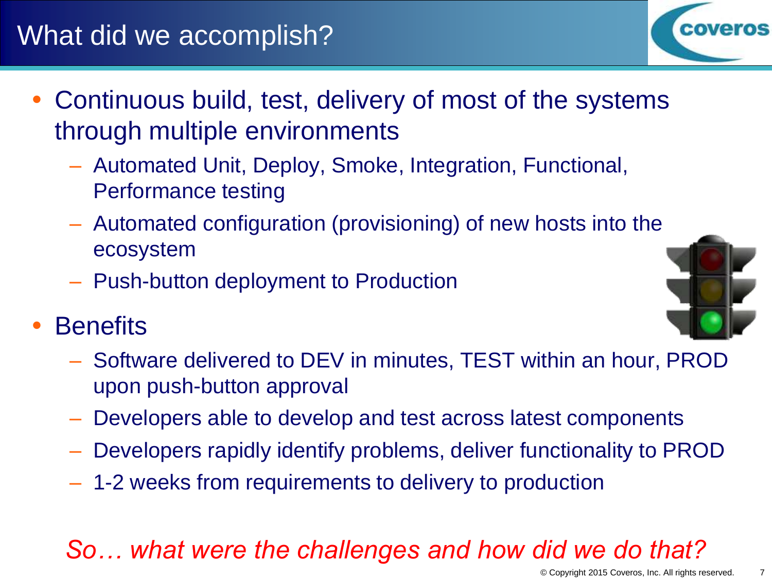# What did we accomplish?

- Continuous build, test, delivery of most of the systems through multiple environments
  - Automated Unit, Deploy, Smoke, Integration, Functional, Performance testing
  - Automated configuration (provisioning) of new hosts into the ecosystem
  - Push-button deployment to Production
- Benefits
  - Software delivered to DEV in minutes, TEST within an hour, PROD upon push-button approval
  - Developers able to develop and test across latest components
  - Developers rapidly identify problems, deliver functionality to PROD
  - 1-2 weeks from requirements to delivery to production

*So… what were the challenges and how did we do that?*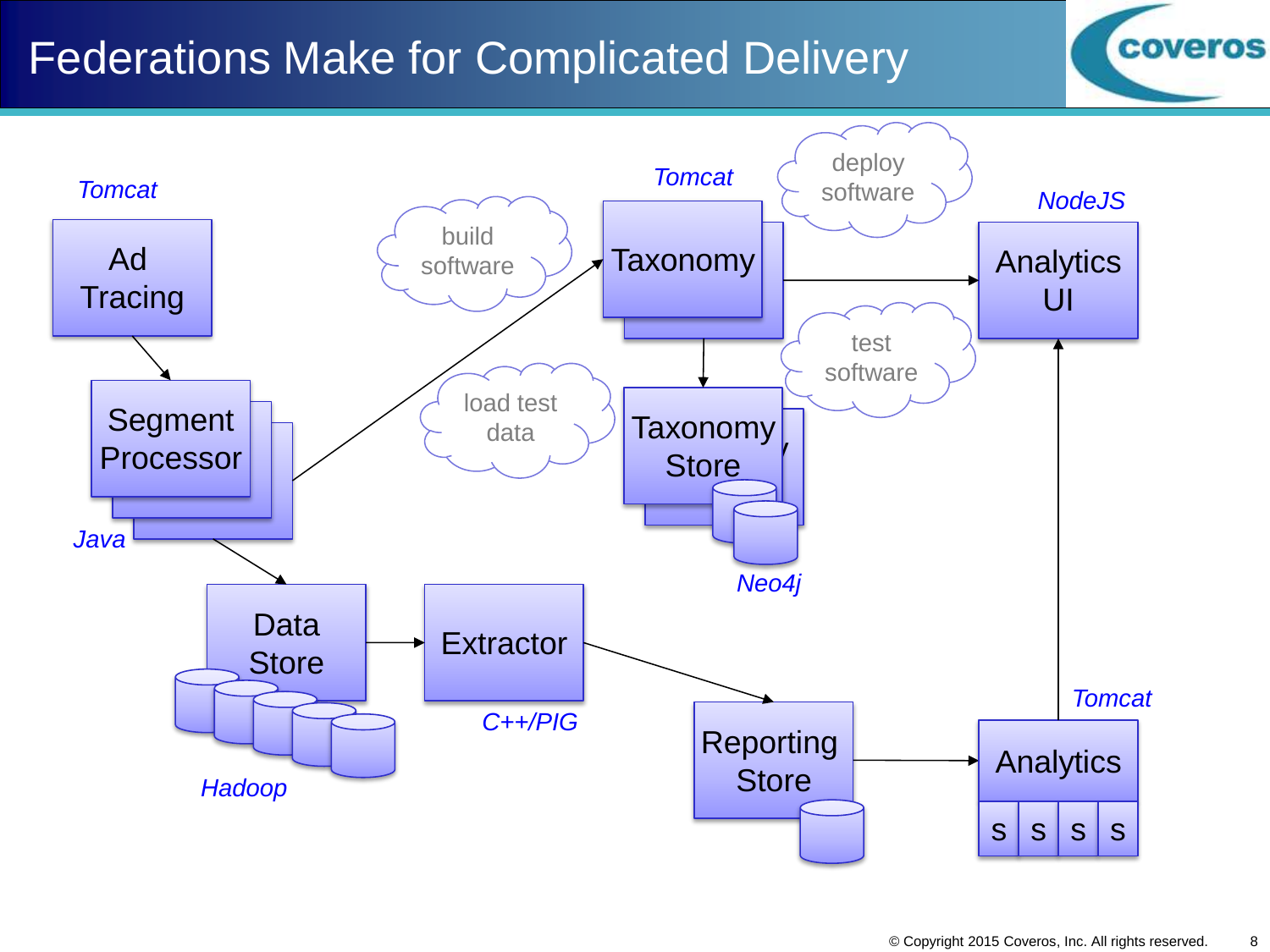# Federations Make for Complicated Delivery

*Tomcat*

Ad Tracing

Segment Processor

*Java*

build software

load test data

*Tomcat*

Taxonomy

deploy software

test software

Taxonomy Store

*Neo4j*

*NodeJS*

Analytics UI

Data Store

*Hadoop*

Extractor

*C++/PIG*

Reporting Store

*Tomcat*

Analytics

s s s s

© Copyright 2015 Coveros, Inc. All rights reserved.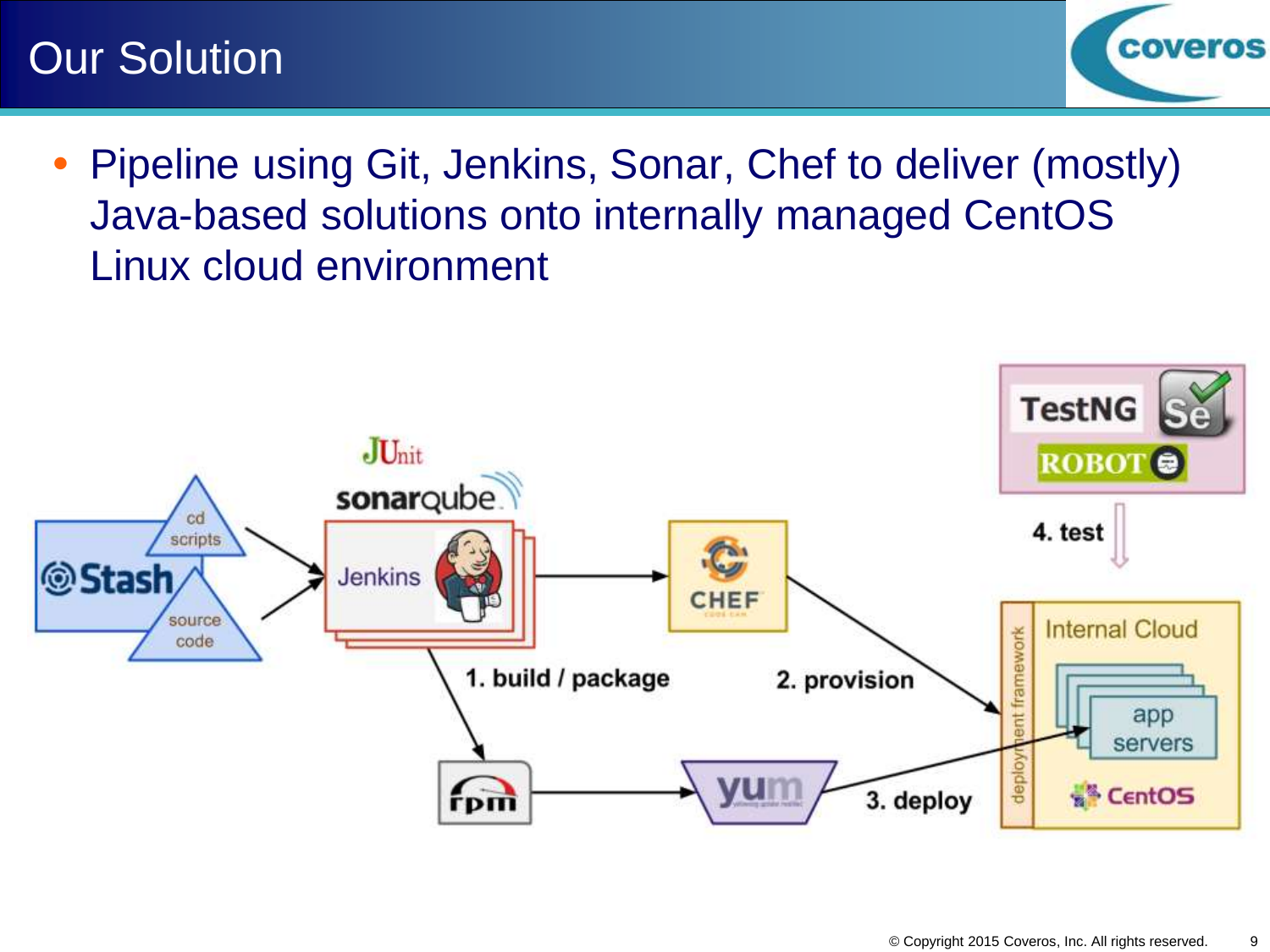# Our Solution

- Pipeline using Git, Jenkins, Sonar, Chef to deliver (mostly) Java-based solutions onto internally managed CentOS Linux cloud environment

Stash — cd scripts, source code

JUnit, sonarqube, Jenkins

CHEF

TestNG, Se, ROBOT

1. build / package

2. provision

3. deploy

4. test

rpm → yum

Internal Cloud — deployment framework — app servers — CentOS

© Copyright 2015 Coveros, Inc. All rights reserved.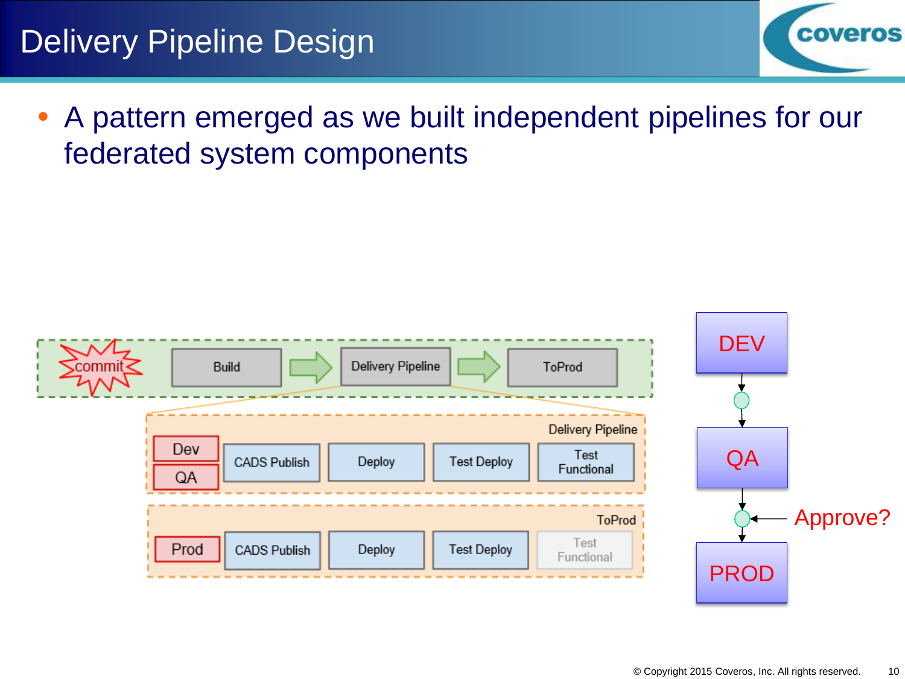# Delivery Pipeline Design

- A pattern emerged as we built independent pipelines for our federated system components

commit → Build → Delivery Pipeline → ToProd

**Delivery Pipeline**

| Dev / QA | CADS Publish | Deploy | Test Deploy | Test Functional |
|---|---|---|---|---|

**ToProd**

| Prod | CADS Publish | Deploy | Test Deploy | Test Functional |
|---|---|---|---|---|

DEV → QA → Approve? → PROD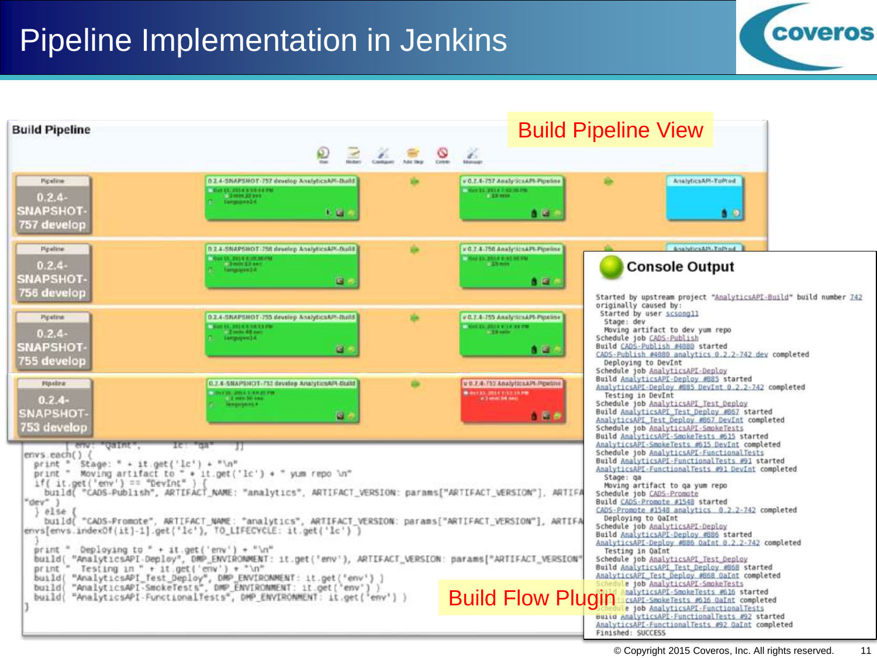# Pipeline Implementation in Jenkins

## Build Pipeline View

**Build Pipeline**

| Pipeline | | | |
|---|---|---|---|
| 0.2.4-SNAPSHOT-757 develop | 0.2.4-SNAPSHOT-757 develop AnalyticsAPI-Build | 0.2.4-757 AnalyticsAPI-Pipeline | AnalyticsAPI-ToProd |
| 0.2.4-SNAPSHOT-756 develop | 0.2.4-SNAPSHOT-756 develop AnalyticsAPI-Build | 0.2.4-756 AnalyticsAPI-Pipeline | AnalyticsAPI-ToProd |
| 0.2.4-SNAPSHOT-755 develop | 0.2.4-SNAPSHOT-755 develop AnalyticsAPI-Build | 0.2.4-755 AnalyticsAPI-Pipeline | |
| 0.2.4-SNAPSHOT-753 develop | 0.2.4-SNAPSHOT-753 develop AnalyticsAPI-Build | 0.2.4-753 AnalyticsAPI-Pipeline | |

## Build Flow Plugin

```
    [ env: "QaInt",    lc: "qa"    ]]
envs.each() {
  print " Stage: " + it.get('lc') + "\n"
  print " Moving artifact to " + it.get('lc') + " yum repo \n"
  if( it.get('env') == "DevInt" ) {
    build( "CADS-Publish", ARTIFACT_NAME: "analytics", ARTIFACT_VERSION: params["ARTIFACT_VERSION"], ARTIFA
"dev" )
  } else {
    build( "CADS-Promote", ARTIFACT_NAME: "analytics", ARTIFACT_VERSION: params["ARTIFACT_VERSION"], ARTIFA
envs[envs.indexOf(it)-1].get('lc'), TO_LIFECYCLE: it.get('lc') )
  }
  print " Deploying to " + it.get('env') + "\n"
  build( "AnalyticsAPI-Deploy", DMP_ENVIRONMENT: it.get('env'), ARTIFACT_VERSION: params["ARTIFACT_VERSION"
  print " Testing in " + it.get('env') + "\n"
  build( "AnalyticsAPI_Test_Deploy", DMP_ENVIRONMENT: it.get('env') )
  build( "AnalyticsAPI-SmokeTests", DMP_ENVIRONMENT: it.get('env') )
  build( "AnalyticsAPI-FunctionalTests", DMP_ENVIRONMENT: it.get('env') )
}
```

## Console Output

```
Started by upstream project "AnalyticsAPI-Build" build number 742
originally caused by:
 Started by user scsong11
   Stage: dev
   Moving artifact to dev yum repo
Schedule job CADS-Publish
Build CADS-Publish #4080 started
CADS-Publish #4080 analytics 0.2.2-742 dev completed
   Deploying to DevInt
Schedule job AnalyticsAPI-Deploy
Build AnalyticsAPI-Deploy #885 started
AnalyticsAPI-Deploy #885 DevInt 0.2.2-742 completed
   Testing in DevInt
Schedule job AnalyticsAPI_Test_Deploy
Build AnalyticsAPI_Test_Deploy #867 started
AnalyticsAPI_Test_Deploy #867 DevInt completed
Schedule job AnalyticsAPI-SmokeTests
Build AnalyticsAPI-SmokeTests #615 started
AnalyticsAPI-SmokeTests #615 DevInt completed
Schedule job AnalyticsAPI-FunctionalTests
Build AnalyticsAPI-FunctionalTests #91 started
AnalyticsAPI-FunctionalTests #91 DevInt completed
   Stage: qa
   Moving artifact to qa yum repo
Schedule job CADS-Promote
Build CADS-Promote #1548 started
CADS-Promote #1548 analytics 0.2.2-742 completed
   Deploying to QaInt
Schedule job AnalyticsAPI-Deploy
Build AnalyticsAPI-Deploy #886 started
AnalyticsAPI-Deploy #886 QaInt 0.2.2-742 completed
   Testing in QaInt
Schedule job AnalyticsAPI_Test_Deploy
Build AnalyticsAPI_Test_Deploy #868 started
AnalyticsAPI_Test_Deploy #868 QaInt completed
Schedule job AnalyticsAPI-SmokeTests
Build AnalyticsAPI-SmokeTests #616 started
AnalyticsAPI-SmokeTests #616 QaInt completed
Schedule job AnalyticsAPI-FunctionalTests
Build AnalyticsAPI-FunctionalTests #92 started
AnalyticsAPI-FunctionalTests #92 QaInt completed
Finished: SUCCESS
```

© Copyright 2015 Coveros, Inc. All rights reserved.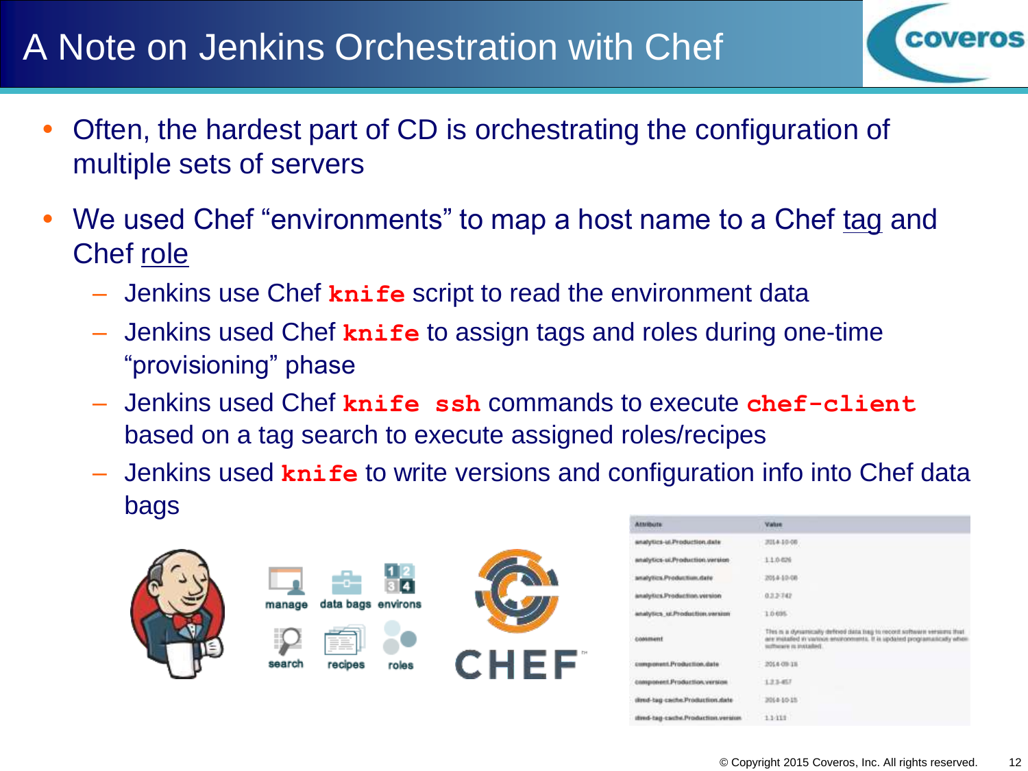# A Note on Jenkins Orchestration with Chef

- Often, the hardest part of CD is orchestrating the configuration of multiple sets of servers
- We used Chef "environments" to map a host name to a Chef tag and Chef role
  - Jenkins use Chef **`knife`** script to read the environment data
  - Jenkins used Chef **`knife`** to assign tags and roles during one-time "provisioning" phase
  - Jenkins used Chef **`knife ssh`** commands to execute **`chef-client`** based on a tag search to execute assigned roles/recipes
  - Jenkins used **`knife`** to write versions and configuration info into Chef data bags

| Attribute | Value |
|---|---|
| analytics-ui.Production.date | 2014-10-08 |
| analytics-ui.Production.version | 1.1.0-626 |
| analytics.Production.date | 2014-10-08 |
| analytics.Production.version | 0.2.2-742 |
| analytics_ui.Production.version | 1.0-695 |
| comment | This is a dynamically defined data bag to record software versions that are installed in various environments. It is updated programatically when software is installed. |
| component.Production.date | 2014-09-16 |
| component.Production.version | 1.2.3-457 |
| dred-tag-cache.Production.date | 2014-10-15 |
| dred-tag-cache.Production.version | 1.1-113 |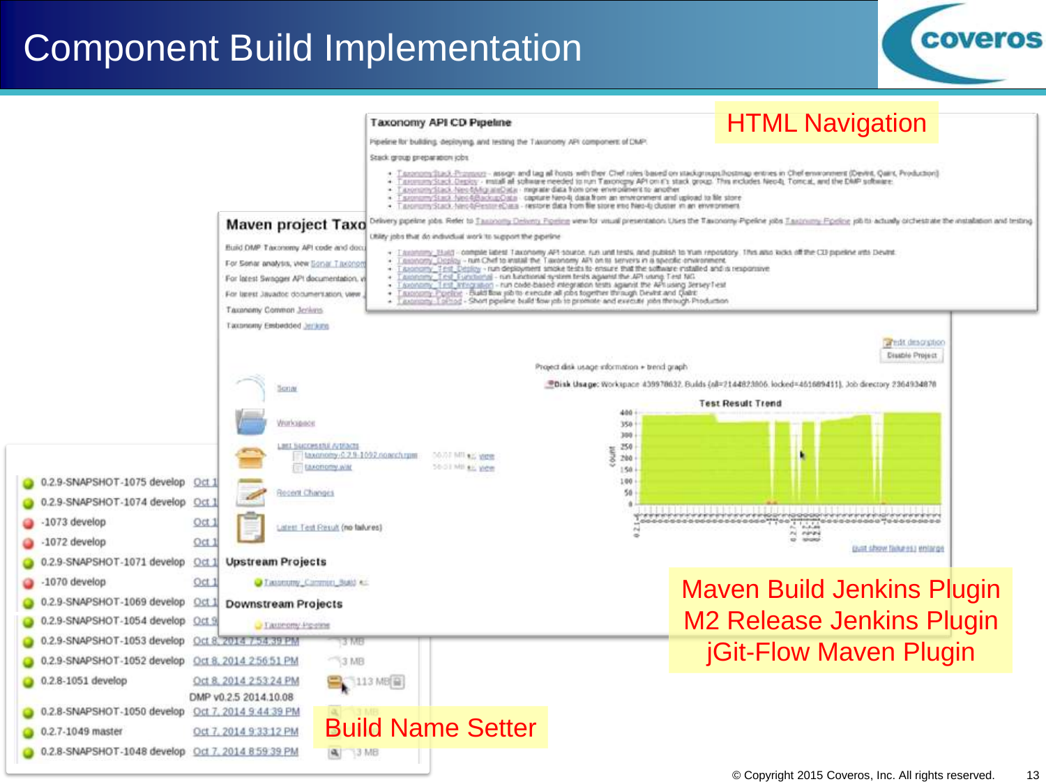# Component Build Implementation

HTML Navigation

Maven Build Jenkins Plugin
M2 Release Jenkins Plugin
jGit-Flow Maven Plugin

Build Name Setter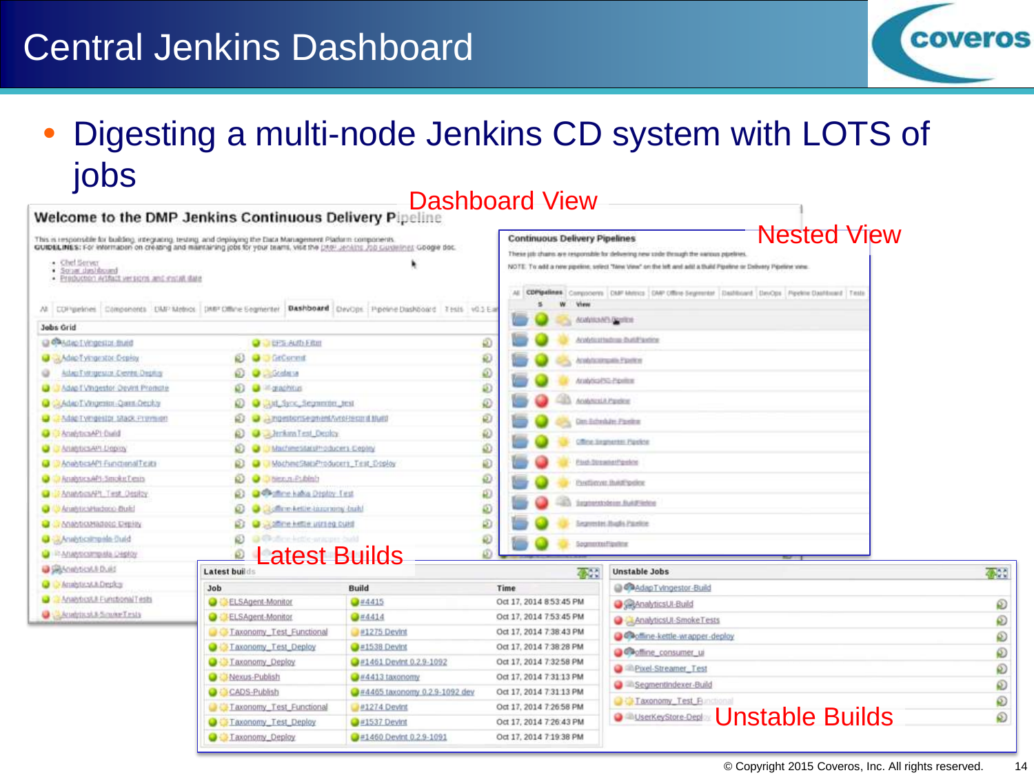# Central Jenkins Dashboard

- Digesting a multi-node Jenkins CD system with LOTS of jobs

Dashboard View

Nested View

Latest Builds

Unstable Builds

**Welcome to the DMP Jenkins Continuous Delivery Pipeline**

**Continuous Delivery Pipelines**

**Latest builds**

| Job | Build | Time |
|---|---|---|
| ELSAgent-Monitor | #4415 | Oct 17, 2014 8:53:45 PM |
| ELSAgent-Monitor | #4414 | Oct 17, 2014 7:53:45 PM |
| Taxonomy_Test_Functional | #1275 Devint | Oct 17, 2014 7:38:43 PM |
| Taxonomy_Test_Deploy | #1538 Devint | Oct 17, 2014 7:38:28 PM |
| Taxonomy_Deploy | #1461 Devint 0.2.9-1092 | Oct 17, 2014 7:32:58 PM |
| Nexus-Publish | #4413 taxonomy | Oct 17, 2014 7:31:13 PM |
| CADS-Publish | #4465 taxonomy 0.2.9-1092 dev | Oct 17, 2014 7:31:13 PM |
| Taxonomy_Test_Functional | #1274 Devint | Oct 17, 2014 7:26:58 PM |
| Taxonomy_Test_Deploy | #1537 Devint | Oct 17, 2014 7:26:43 PM |
| Taxonomy_Deploy | #1460 Devint 0.2.9-1091 | Oct 17, 2014 7:19:38 PM |

**Unstable Jobs**

- AdapTvingestor-Build
- AnalyticsUI-Build
- AnalyticsUI-SmokeTests
- offline-kettle-wrapper-deploy
- offline_consumer_ui
- Pixel-Streamer_Test
- SegmentIndexer-Build
- Taxonomy_Test_Functional
- UserKeyStore-Deploy

© Copyright 2015 Coveros, Inc. All rights reserved.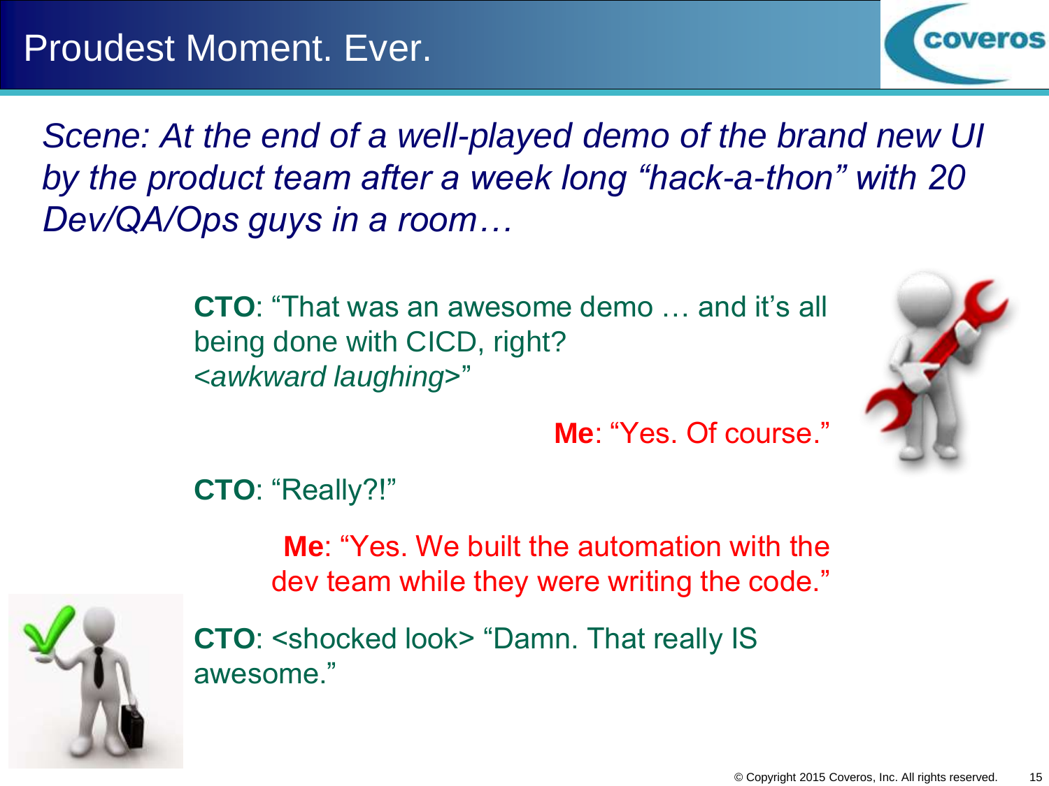# Proudest Moment. Ever.

*Scene: At the end of a well-played demo of the brand new UI by the product team after a week long "hack-a-thon" with 20 Dev/QA/Ops guys in a room…*

**CTO**: "That was an awesome demo … and it's all being done with CICD, right? <*awkward laughing*>"

**Me**: "Yes. Of course."

**CTO**: "Really?!"

**Me**: "Yes. We built the automation with the dev team while they were writing the code."

**CTO**: <shocked look> "Damn. That really IS awesome."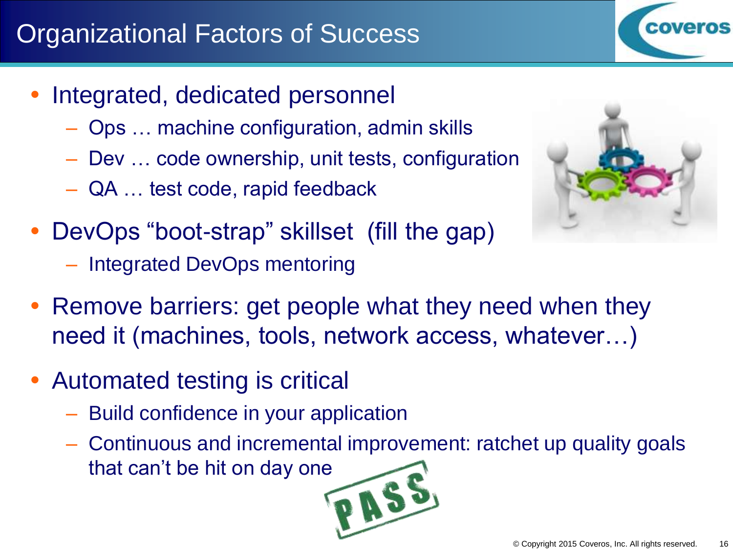# Organizational Factors of Success

- Integrated, dedicated personnel
  - Ops … machine configuration, admin skills
  - Dev … code ownership, unit tests, configuration
  - QA … test code, rapid feedback
- DevOps “boot-strap” skillset (fill the gap)
  - Integrated DevOps mentoring
- Remove barriers: get people what they need when they need it (machines, tools, network access, whatever…)
- Automated testing is critical
  - Build confidence in your application
  - Continuous and incremental improvement: ratchet up quality goals that can’t be hit on day one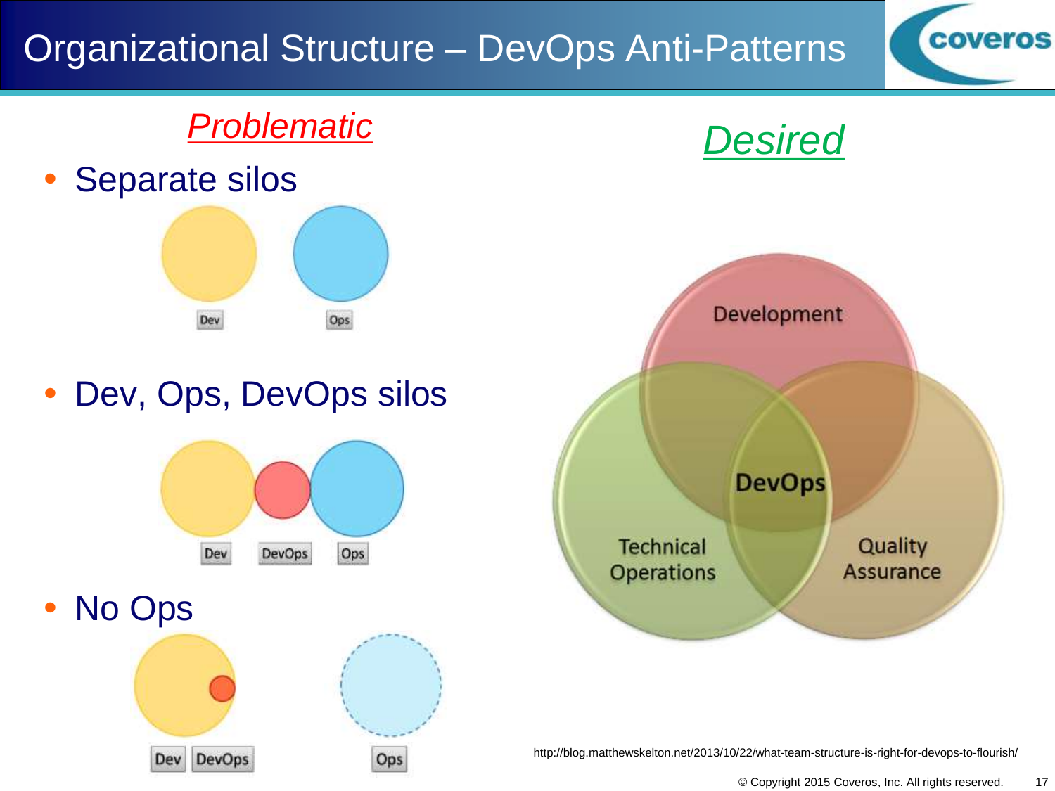# Organizational Structure – DevOps Anti-Patterns

## Problematic

- Separate silos

Dev Ops

- Dev, Ops, DevOps silos

Dev DevOps Ops

- No Ops

Dev DevOps Ops

## Desired

Development

DevOps

Technical Operations

Quality Assurance

http://blog.matthewskelton.net/2013/10/22/what-team-structure-is-right-for-devops-to-flourish/

© Copyright 2015 Coveros, Inc. All rights reserved.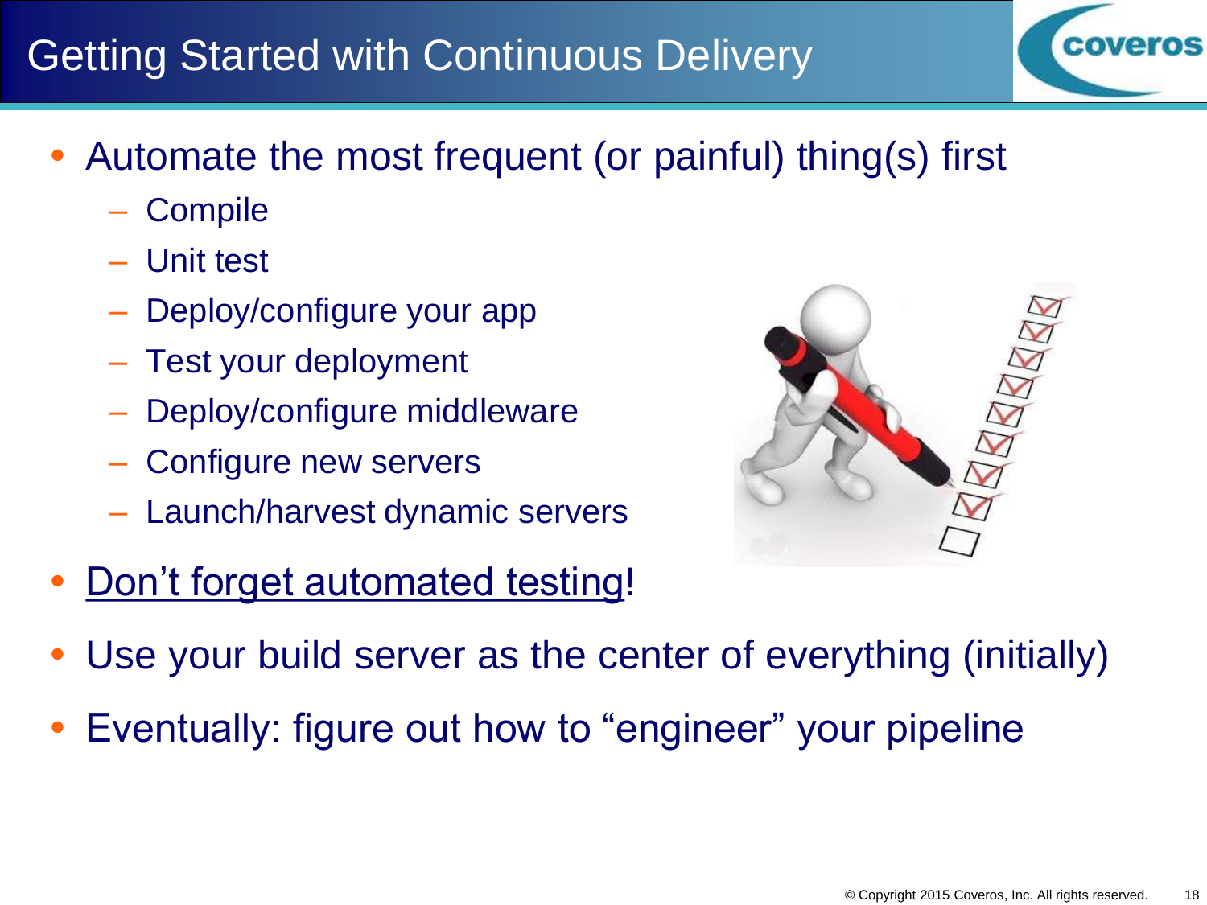# Getting Started with Continuous Delivery

- Automate the most frequent (or painful) thing(s) first
  - Compile
  - Unit test
  - Deploy/configure your app
  - Test your deployment
  - Deploy/configure middleware
  - Configure new servers
  - Launch/harvest dynamic servers
- Don't forget automated testing!
- Use your build server as the center of everything (initially)
- Eventually: figure out how to "engineer" your pipeline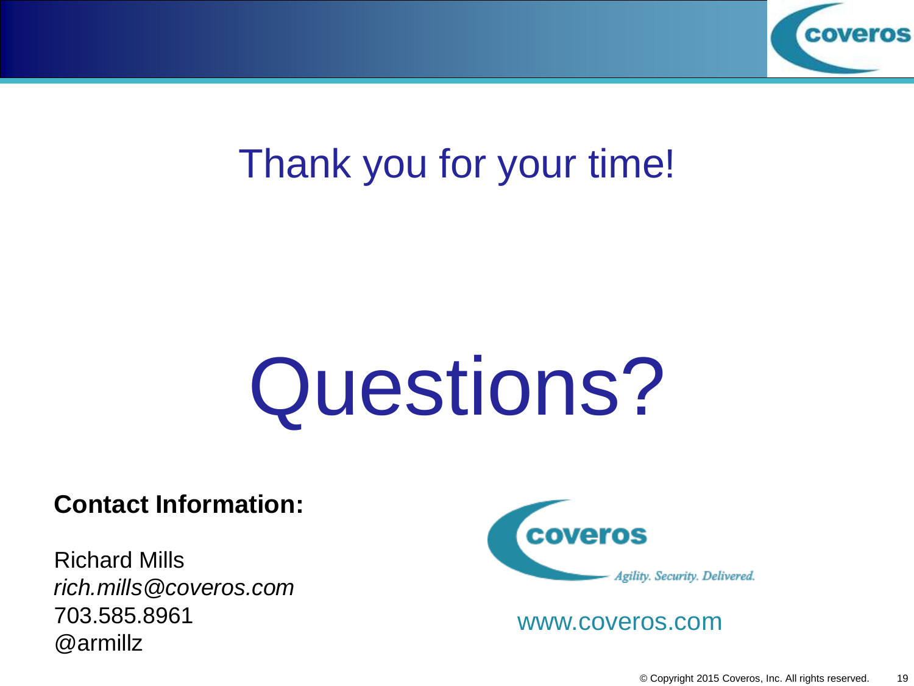# Thank you for your time!

# Questions?

**Contact Information:**

Richard Mills
*rich.mills@coveros.com*
703.585.8961
@armillz

coveros
Agility. Security. Delivered.

www.coveros.com

© Copyright 2015 Coveros, Inc. All rights reserved.